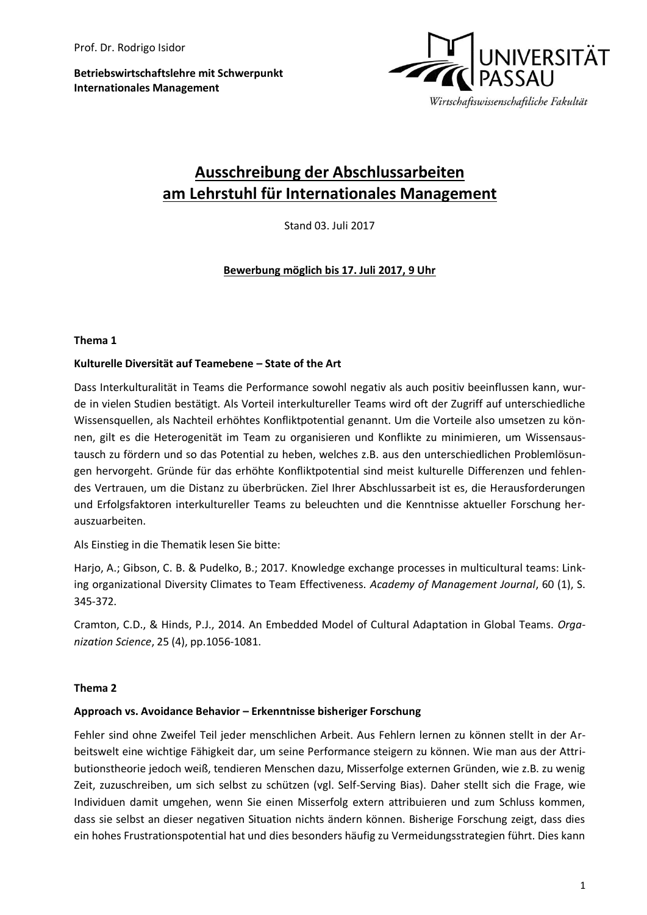Prof. Dr. Rodrigo Isidor

**Betriebswirtschaftslehre mit Schwerpunkt Internationales Management**

UNIVERSITÄT PASSAU
*Wirtschaftswissenschaftliche Fakultät*

# Ausschreibung der Abschlussarbeiten am Lehrstuhl für Internationales Management

Stand 03. Juli 2017

**Bewerbung möglich bis 17. Juli 2017, 9 Uhr**

### Thema 1

**Kulturelle Diversität auf Teamebene – State of the Art**

Dass Interkulturalität in Teams die Performance sowohl negativ als auch positiv beeinflussen kann, wurde in vielen Studien bestätigt. Als Vorteil interkultureller Teams wird oft der Zugriff auf unterschiedliche Wissensquellen, als Nachteil erhöhtes Konfliktpotential genannt. Um die Vorteile also umsetzen zu können, gilt es die Heterogenität im Team zu organisieren und Konflikte zu minimieren, um Wissensaustausch zu fördern und so das Potential zu heben, welches z.B. aus den unterschiedlichen Problemlösungen hervorgeht. Gründe für das erhöhte Konfliktpotential sind meist kulturelle Differenzen und fehlendes Vertrauen, um die Distanz zu überbrücken. Ziel Ihrer Abschlussarbeit ist es, die Herausforderungen und Erfolgsfaktoren interkultureller Teams zu beleuchten und die Kenntnisse aktueller Forschung herauszuarbeiten.

Als Einstieg in die Thematik lesen Sie bitte:

Harjo, A.; Gibson, C. B. & Pudelko, B.; 2017. Knowledge exchange processes in multicultural teams: Linking organizational Diversity Climates to Team Effectiveness. *Academy of Management Journal*, 60 (1), S. 345-372.

Cramton, C.D., & Hinds, P.J., 2014. An Embedded Model of Cultural Adaptation in Global Teams. *Organization Science*, 25 (4), pp.1056-1081.

### Thema 2

**Approach vs. Avoidance Behavior – Erkenntnisse bisheriger Forschung**

Fehler sind ohne Zweifel Teil jeder menschlichen Arbeit. Aus Fehlern lernen zu können stellt in der Arbeitswelt eine wichtige Fähigkeit dar, um seine Performance steigern zu können. Wie man aus der Attributionstheorie jedoch weiß, tendieren Menschen dazu, Misserfolge externen Gründen, wie z.B. zu wenig Zeit, zuzuschreiben, um sich selbst zu schützen (vgl. Self-Serving Bias). Daher stellt sich die Frage, wie Individuen damit umgehen, wenn Sie einen Misserfolg extern attribuieren und zum Schluss kommen, dass sie selbst an dieser negativen Situation nichts ändern können. Bisherige Forschung zeigt, dass dies ein hohes Frustrationspotential hat und dies besonders häufig zu Vermeidungsstrategien führt. Dies kann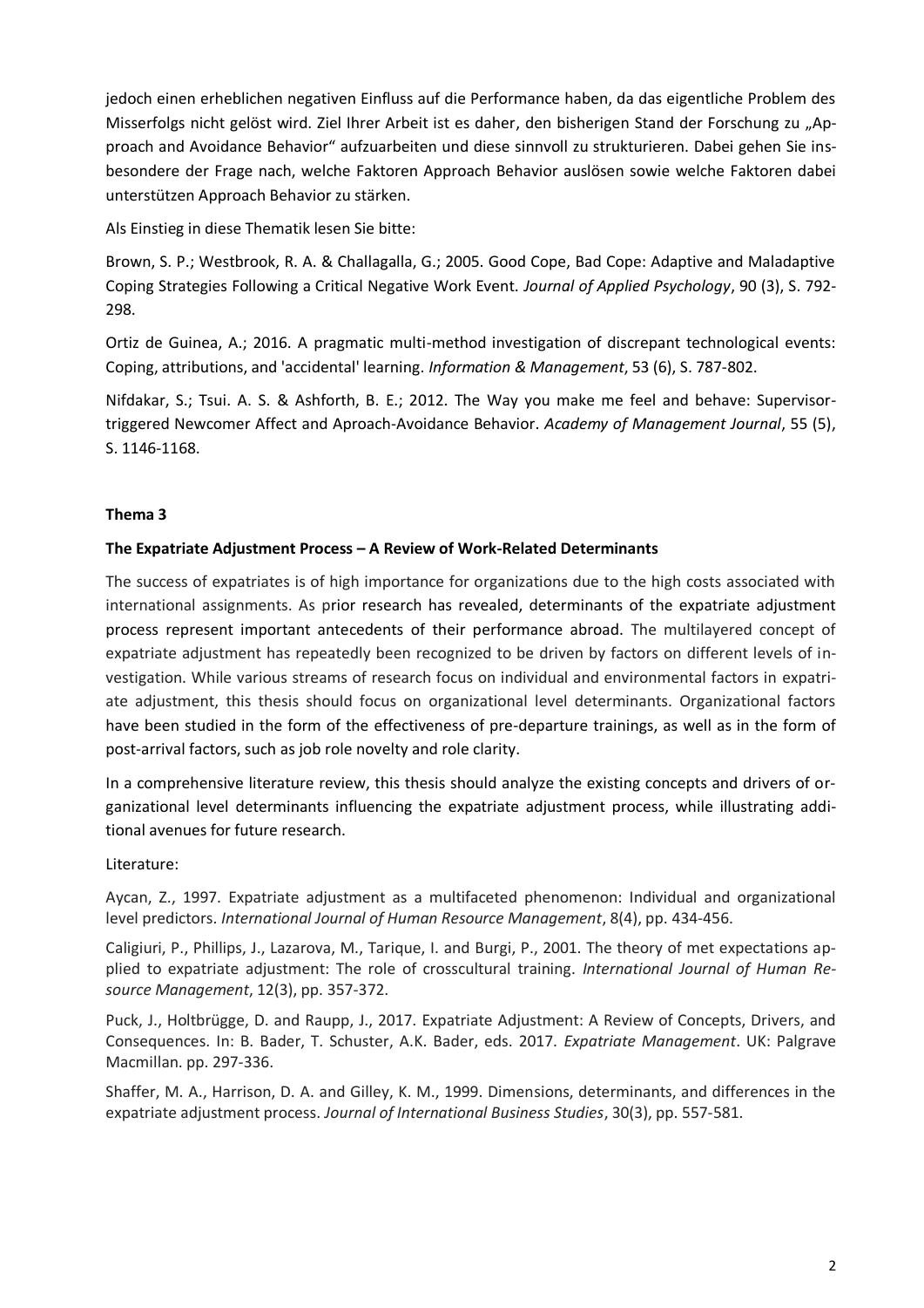jedoch einen erheblichen negativen Einfluss auf die Performance haben, da das eigentliche Problem des Misserfolgs nicht gelöst wird. Ziel Ihrer Arbeit ist es daher, den bisherigen Stand der Forschung zu „Approach and Avoidance Behavior" aufzuarbeiten und diese sinnvoll zu strukturieren. Dabei gehen Sie insbesondere der Frage nach, welche Faktoren Approach Behavior auslösen sowie welche Faktoren dabei unterstützen Approach Behavior zu stärken.

Als Einstieg in diese Thematik lesen Sie bitte:

Brown, S. P.; Westbrook, R. A. & Challagalla, G.; 2005. Good Cope, Bad Cope: Adaptive and Maladaptive Coping Strategies Following a Critical Negative Work Event. *Journal of Applied Psychology*, 90 (3), S. 792-298.

Ortiz de Guinea, A.; 2016. A pragmatic multi-method investigation of discrepant technological events: Coping, attributions, and 'accidental' learning. *Information & Management*, 53 (6), S. 787-802.

Nifdakar, S.; Tsui. A. S. & Ashforth, B. E.; 2012. The Way you make me feel and behave: Supervisor-triggered Newcomer Affect and Aproach-Avoidance Behavior. *Academy of Management Journal*, 55 (5), S. 1146-1168.

## Thema 3

### The Expatriate Adjustment Process – A Review of Work-Related Determinants

The success of expatriates is of high importance for organizations due to the high costs associated with international assignments. As prior research has revealed, determinants of the expatriate adjustment process represent important antecedents of their performance abroad. The multilayered concept of expatriate adjustment has repeatedly been recognized to be driven by factors on different levels of investigation. While various streams of research focus on individual and environmental factors in expatriate adjustment, this thesis should focus on organizational level determinants. Organizational factors have been studied in the form of the effectiveness of pre-departure trainings, as well as in the form of post-arrival factors, such as job role novelty and role clarity.

In a comprehensive literature review, this thesis should analyze the existing concepts and drivers of organizational level determinants influencing the expatriate adjustment process, while illustrating additional avenues for future research.

Literature:

Aycan, Z., 1997. Expatriate adjustment as a multifaceted phenomenon: Individual and organizational level predictors. *International Journal of Human Resource Management*, 8(4), pp. 434-456.

Caligiuri, P., Phillips, J., Lazarova, M., Tarique, I. and Burgi, P., 2001. The theory of met expectations applied to expatriate adjustment: The role of crosscultural training. *International Journal of Human Resource Management*, 12(3), pp. 357-372.

Puck, J., Holtbrügge, D. and Raupp, J., 2017. Expatriate Adjustment: A Review of Concepts, Drivers, and Consequences. In: B. Bader, T. Schuster, A.K. Bader, eds. 2017. *Expatriate Management*. UK: Palgrave Macmillan. pp. 297-336.

Shaffer, M. A., Harrison, D. A. and Gilley, K. M., 1999. Dimensions, determinants, and differences in the expatriate adjustment process. *Journal of International Business Studies*, 30(3), pp. 557-581.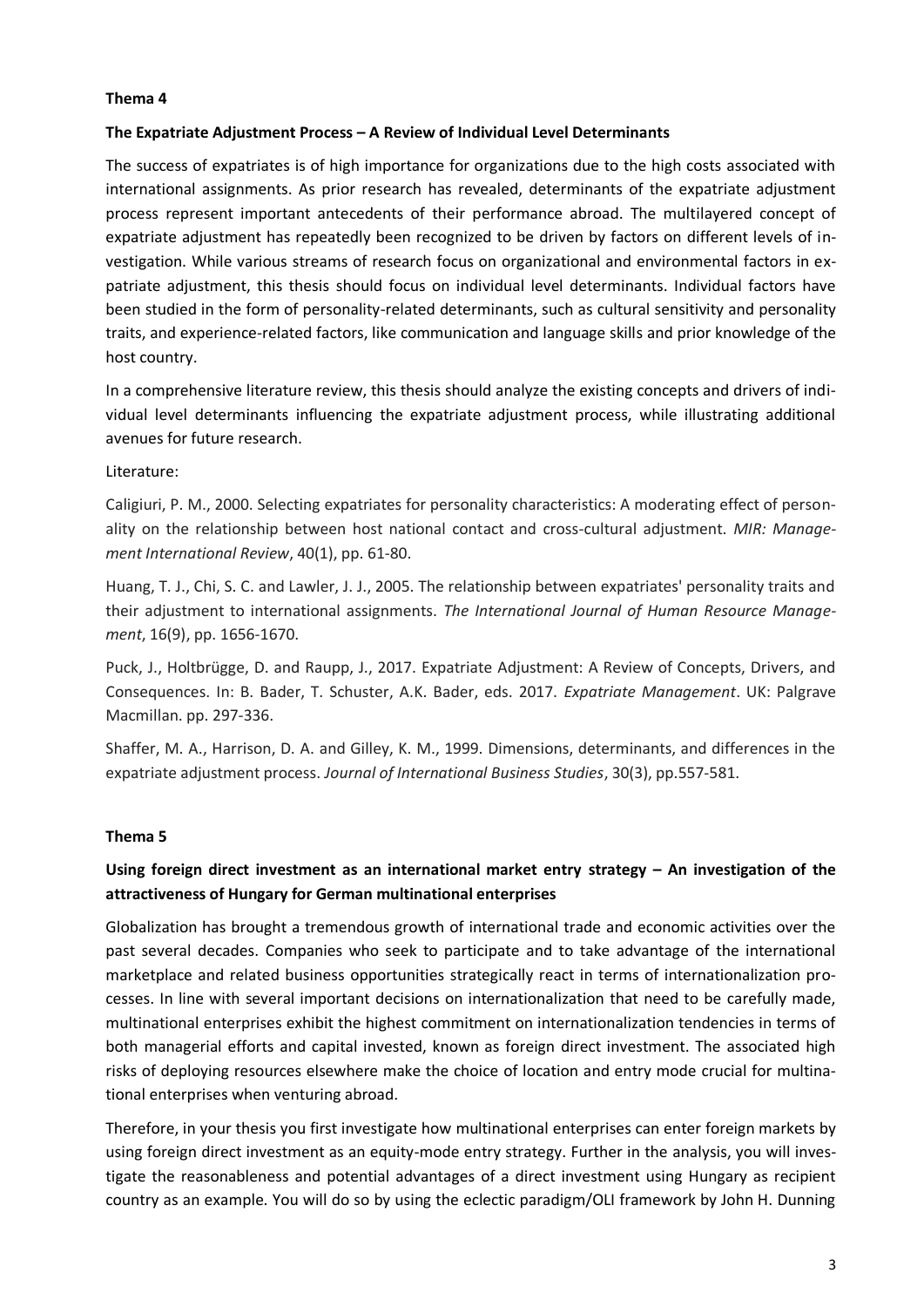**Thema 4**

**The Expatriate Adjustment Process – A Review of Individual Level Determinants**

The success of expatriates is of high importance for organizations due to the high costs associated with international assignments. As prior research has revealed, determinants of the expatriate adjustment process represent important antecedents of their performance abroad. The multilayered concept of expatriate adjustment has repeatedly been recognized to be driven by factors on different levels of investigation. While various streams of research focus on organizational and environmental factors in expatriate adjustment, this thesis should focus on individual level determinants. Individual factors have been studied in the form of personality-related determinants, such as cultural sensitivity and personality traits, and experience-related factors, like communication and language skills and prior knowledge of the host country.

In a comprehensive literature review, this thesis should analyze the existing concepts and drivers of individual level determinants influencing the expatriate adjustment process, while illustrating additional avenues for future research.

Literature:

Caligiuri, P. M., 2000. Selecting expatriates for personality characteristics: A moderating effect of personality on the relationship between host national contact and cross-cultural adjustment. *MIR: Management International Review*, 40(1), pp. 61-80.

Huang, T. J., Chi, S. C. and Lawler, J. J., 2005. The relationship between expatriates' personality traits and their adjustment to international assignments. *The International Journal of Human Resource Management*, 16(9), pp. 1656-1670.

Puck, J., Holtbrügge, D. and Raupp, J., 2017. Expatriate Adjustment: A Review of Concepts, Drivers, and Consequences. In: B. Bader, T. Schuster, A.K. Bader, eds. 2017. *Expatriate Management*. UK: Palgrave Macmillan. pp. 297-336.

Shaffer, M. A., Harrison, D. A. and Gilley, K. M., 1999. Dimensions, determinants, and differences in the expatriate adjustment process. *Journal of International Business Studies*, 30(3), pp.557-581.

**Thema 5**

**Using foreign direct investment as an international market entry strategy – An investigation of the attractiveness of Hungary for German multinational enterprises**

Globalization has brought a tremendous growth of international trade and economic activities over the past several decades. Companies who seek to participate and to take advantage of the international marketplace and related business opportunities strategically react in terms of internationalization processes. In line with several important decisions on internationalization that need to be carefully made, multinational enterprises exhibit the highest commitment on internationalization tendencies in terms of both managerial efforts and capital invested, known as foreign direct investment. The associated high risks of deploying resources elsewhere make the choice of location and entry mode crucial for multinational enterprises when venturing abroad.

Therefore, in your thesis you first investigate how multinational enterprises can enter foreign markets by using foreign direct investment as an equity-mode entry strategy. Further in the analysis, you will investigate the reasonableness and potential advantages of a direct investment using Hungary as recipient country as an example. You will do so by using the eclectic paradigm/OLI framework by John H. Dunning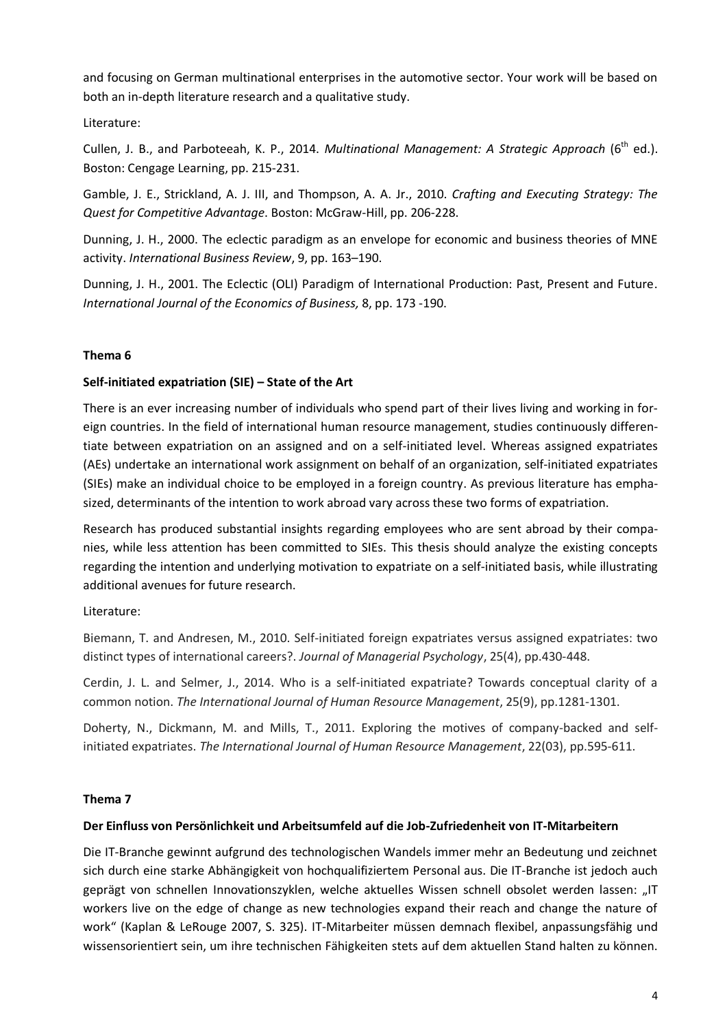and focusing on German multinational enterprises in the automotive sector. Your work will be based on both an in-depth literature research and a qualitative study.

Literature:

Cullen, J. B., and Parboteeah, K. P., 2014. *Multinational Management: A Strategic Approach* (6th ed.). Boston: Cengage Learning, pp. 215-231.

Gamble, J. E., Strickland, A. J. III, and Thompson, A. A. Jr., 2010. *Crafting and Executing Strategy: The Quest for Competitive Advantage*. Boston: McGraw-Hill, pp. 206-228.

Dunning, J. H., 2000. The eclectic paradigm as an envelope for economic and business theories of MNE activity. *International Business Review*, 9, pp. 163–190.

Dunning, J. H., 2001. The Eclectic (OLI) Paradigm of International Production: Past, Present and Future. *International Journal of the Economics of Business,* 8, pp. 173 -190.

### Thema 6

**Self-initiated expatriation (SIE) – State of the Art**

There is an ever increasing number of individuals who spend part of their lives living and working in foreign countries. In the field of international human resource management, studies continuously differentiate between expatriation on an assigned and on a self-initiated level. Whereas assigned expatriates (AEs) undertake an international work assignment on behalf of an organization, self-initiated expatriates (SIEs) make an individual choice to be employed in a foreign country. As previous literature has emphasized, determinants of the intention to work abroad vary across these two forms of expatriation.

Research has produced substantial insights regarding employees who are sent abroad by their companies, while less attention has been committed to SIEs. This thesis should analyze the existing concepts regarding the intention and underlying motivation to expatriate on a self-initiated basis, while illustrating additional avenues for future research.

Literature:

Biemann, T. and Andresen, M., 2010. Self-initiated foreign expatriates versus assigned expatriates: two distinct types of international careers?. *Journal of Managerial Psychology*, 25(4), pp.430-448.

Cerdin, J. L. and Selmer, J., 2014. Who is a self-initiated expatriate? Towards conceptual clarity of a common notion. *The International Journal of Human Resource Management*, 25(9), pp.1281-1301.

Doherty, N., Dickmann, M. and Mills, T., 2011. Exploring the motives of company-backed and self-initiated expatriates. *The International Journal of Human Resource Management*, 22(03), pp.595-611.

### Thema 7

**Der Einfluss von Persönlichkeit und Arbeitsumfeld auf die Job-Zufriedenheit von IT-Mitarbeitern**

Die IT-Branche gewinnt aufgrund des technologischen Wandels immer mehr an Bedeutung und zeichnet sich durch eine starke Abhängigkeit von hochqualifiziertem Personal aus. Die IT-Branche ist jedoch auch geprägt von schnellen Innovationszyklen, welche aktuelles Wissen schnell obsolet werden lassen: „IT workers live on the edge of change as new technologies expand their reach and change the nature of work" (Kaplan & LeRouge 2007, S. 325). IT-Mitarbeiter müssen demnach flexibel, anpassungsfähig und wissensorientiert sein, um ihre technischen Fähigkeiten stets auf dem aktuellen Stand halten zu können.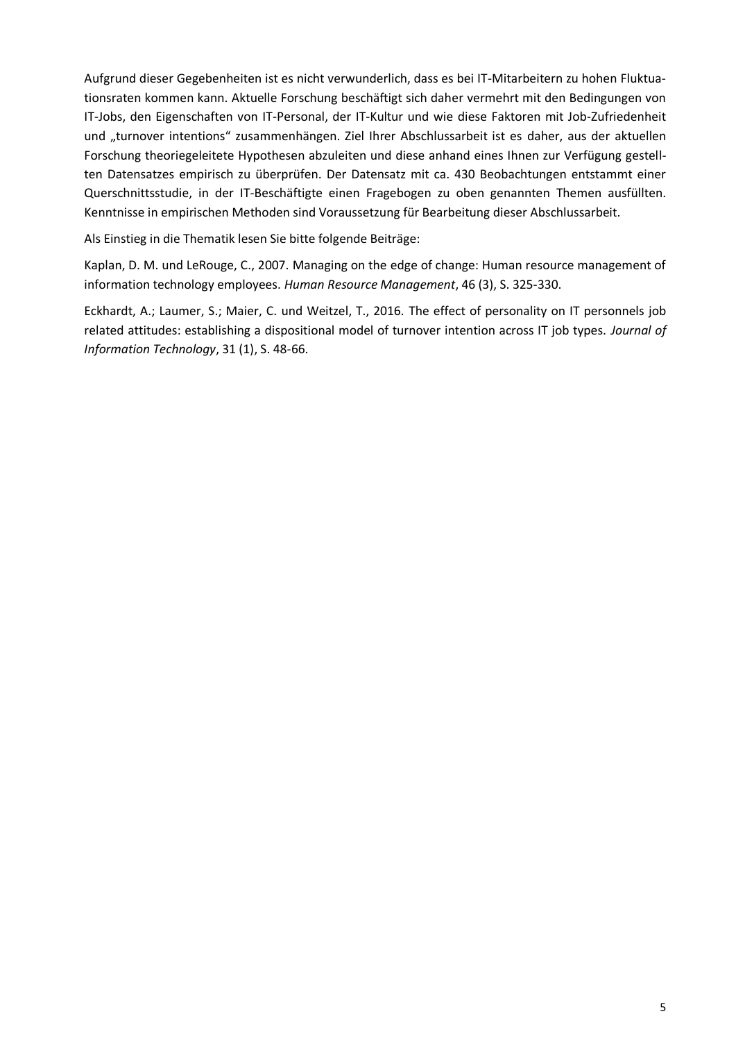Aufgrund dieser Gegebenheiten ist es nicht verwunderlich, dass es bei IT-Mitarbeitern zu hohen Fluktuationsraten kommen kann. Aktuelle Forschung beschäftigt sich daher vermehrt mit den Bedingungen von IT-Jobs, den Eigenschaften von IT-Personal, der IT-Kultur und wie diese Faktoren mit Job-Zufriedenheit und „turnover intentions" zusammenhängen. Ziel Ihrer Abschlussarbeit ist es daher, aus der aktuellen Forschung theoriegeleitete Hypothesen abzuleiten und diese anhand eines Ihnen zur Verfügung gestellten Datensatzes empirisch zu überprüfen. Der Datensatz mit ca. 430 Beobachtungen entstammt einer Querschnittsstudie, in der IT-Beschäftigte einen Fragebogen zu oben genannten Themen ausfüllten. Kenntnisse in empirischen Methoden sind Voraussetzung für Bearbeitung dieser Abschlussarbeit.

Als Einstieg in die Thematik lesen Sie bitte folgende Beiträge:

Kaplan, D. M. und LeRouge, C., 2007. Managing on the edge of change: Human resource management of information technology employees. *Human Resource Management*, 46 (3), S. 325-330.

Eckhardt, A.; Laumer, S.; Maier, C. und Weitzel, T., 2016. The effect of personality on IT personnels job related attitudes: establishing a dispositional model of turnover intention across IT job types. *Journal of Information Technology*, 31 (1), S. 48-66.